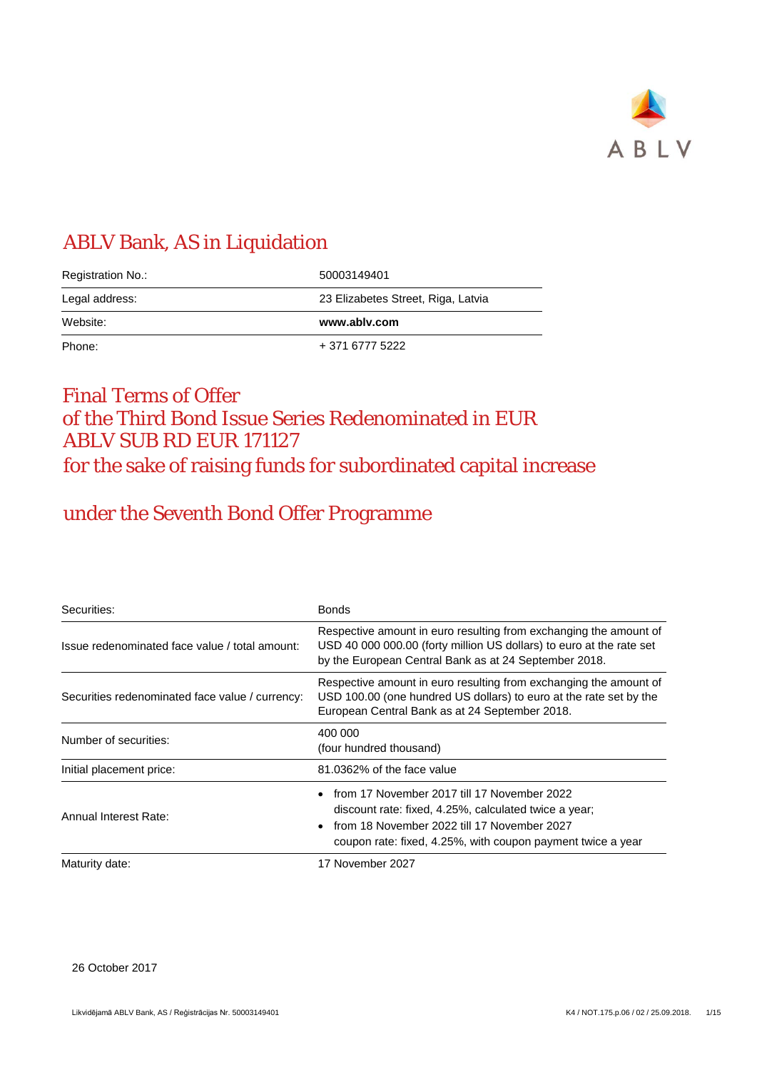ABLV

# ABLV Bank, AS in Liquidation

| Registration No.: | 50003149401 |
|---|---|
| Legal address: | 23 Elizabetes Street, Riga, Latvia |
| Website: | **www.ablv.com** |
| Phone: | + 371 6777 5222 |

# Final Terms of Offer of the Third Bond Issue Series Redenominated in EUR ABLV SUB RD EUR 171127 for the sake of raising funds for subordinated capital increase

## under the Seventh Bond Offer Programme

| Securities: | Bonds |
|---|---|
| Issue redenominated face value / total amount: | Respective amount in euro resulting from exchanging the amount of USD 40 000 000.00 (forty million US dollars) to euro at the rate set by the European Central Bank as at 24 September 2018. |
| Securities redenominated face value / currency: | Respective amount in euro resulting from exchanging the amount of USD 100.00 (one hundred US dollars) to euro at the rate set by the European Central Bank as at 24 September 2018. |
| Number of securities: | 400 000<br>(four hundred thousand) |
| Initial placement price: | 81.0362% of the face value |
| Annual Interest Rate: | • from 17 November 2017 till 17 November 2022 discount rate: fixed, 4.25%, calculated twice a year;<br>• from 18 November 2022 till 17 November 2027 coupon rate: fixed, 4.25%, with coupon payment twice a year |
| Maturity date: | 17 November 2027 |

26 October 2017

Likvidējamā ABLV Bank, AS / Reģistrācijas Nr. 50003149401

K4 / NOT.175.p.06 / 02 / 25.09.2018.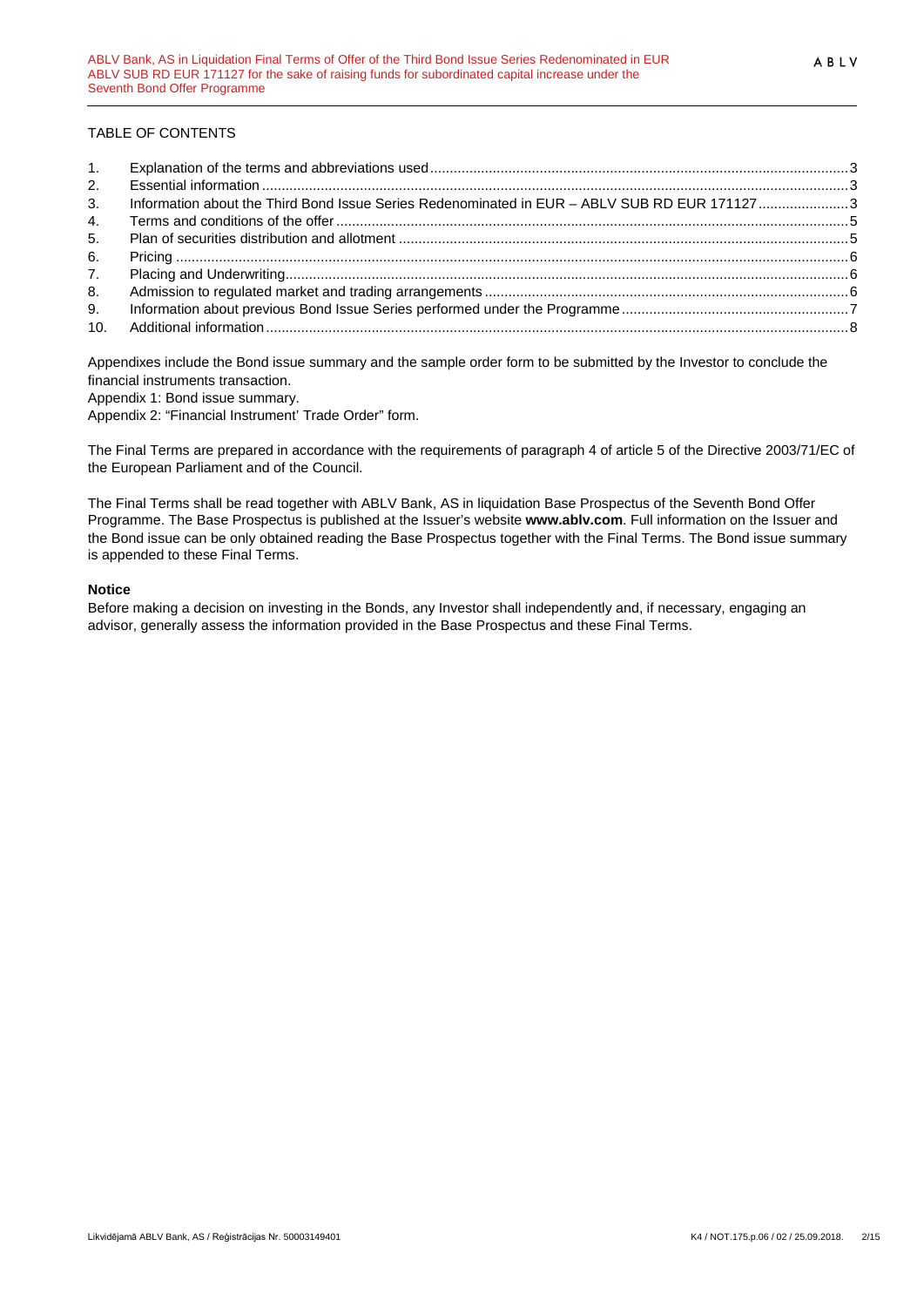TABLE OF CONTENTS

| | | |
|---|---|---|
| 1. | Explanation of the terms and abbreviations used | 3 |
| 2. | Essential information | 3 |
| 3. | Information about the Third Bond Issue Series Redenominated in EUR – ABLV SUB RD EUR 171127 | 3 |
| 4. | Terms and conditions of the offer | 5 |
| 5. | Plan of securities distribution and allotment | 5 |
| 6. | Pricing | 6 |
| 7. | Placing and Underwriting | 6 |
| 8. | Admission to regulated market and trading arrangements | 6 |
| 9. | Information about previous Bond Issue Series performed under the Programme | 7 |
| 10. | Additional information | 8 |

Appendixes include the Bond issue summary and the sample order form to be submitted by the Investor to conclude the financial instruments transaction.

Appendix 1: Bond issue summary.

Appendix 2: "Financial Instrument' Trade Order" form.

The Final Terms are prepared in accordance with the requirements of paragraph 4 of article 5 of the Directive 2003/71/EC of the European Parliament and of the Council.

The Final Terms shall be read together with ABLV Bank, AS in liquidation Base Prospectus of the Seventh Bond Offer Programme. The Base Prospectus is published at the Issuer's website **www.ablv.com**. Full information on the Issuer and the Bond issue can be only obtained reading the Base Prospectus together with the Final Terms. The Bond issue summary is appended to these Final Terms.

**Notice**

Before making a decision on investing in the Bonds, any Investor shall independently and, if necessary, engaging an advisor, generally assess the information provided in the Base Prospectus and these Final Terms.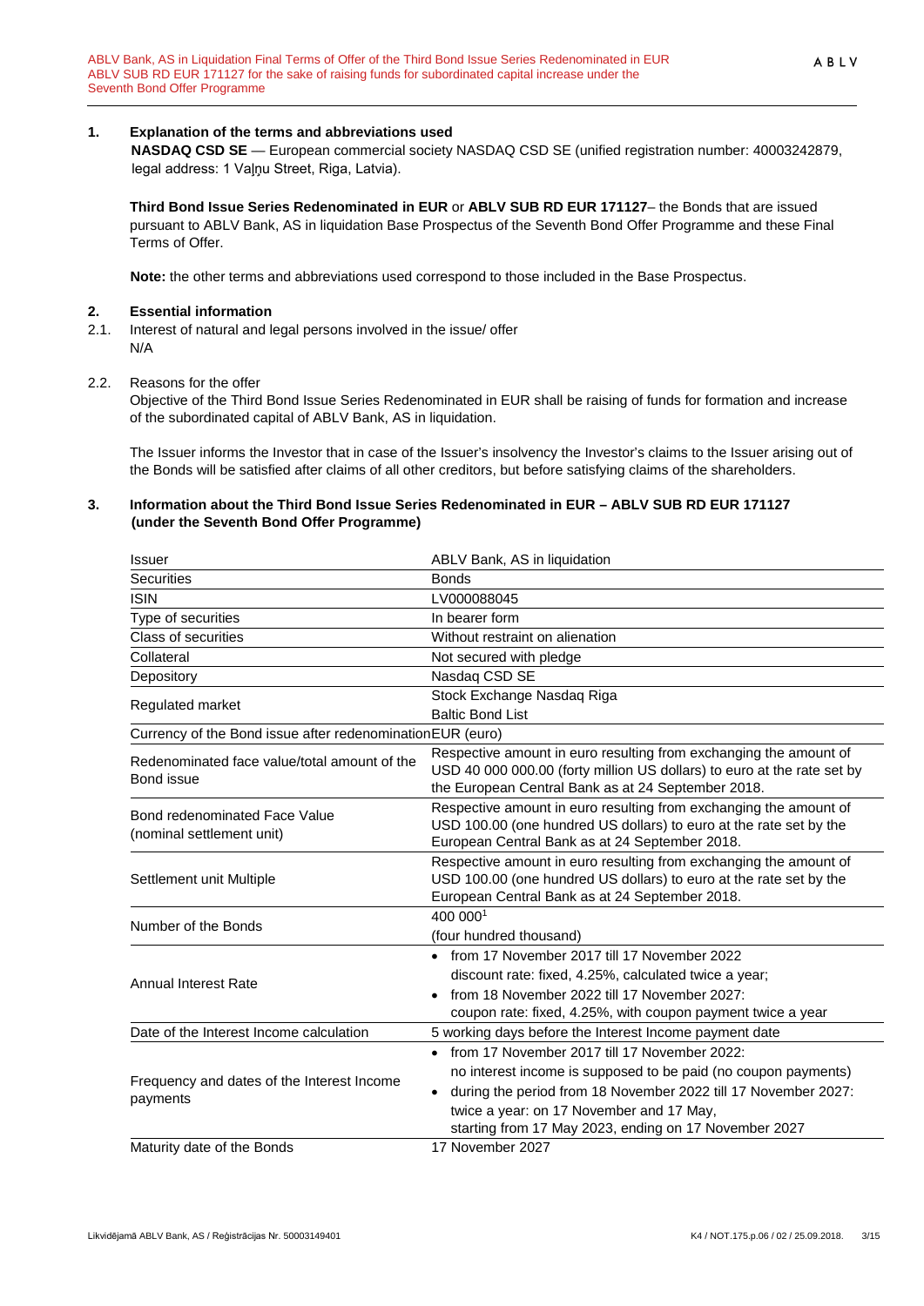## 1. Explanation of the terms and abbreviations used

**NASDAQ CSD SE** — European commercial society NASDAQ CSD SE (unified registration number: 40003242879, legal address: 1 Vaļņu Street, Riga, Latvia).

**Third Bond Issue Series Redenominated in EUR** or **ABLV SUB RD EUR 171127**– the Bonds that are issued pursuant to ABLV Bank, AS in liquidation Base Prospectus of the Seventh Bond Offer Programme and these Final Terms of Offer.

**Note:** the other terms and abbreviations used correspond to those included in the Base Prospectus.

## 2. Essential information

2.1. Interest of natural and legal persons involved in the issue/ offer

N/A

2.2. Reasons for the offer

Objective of the Third Bond Issue Series Redenominated in EUR shall be raising of funds for formation and increase of the subordinated capital of ABLV Bank, AS in liquidation.

The Issuer informs the Investor that in case of the Issuer's insolvency the Investor's claims to the Issuer arising out of the Bonds will be satisfied after claims of all other creditors, but before satisfying claims of the shareholders.

## 3. Information about the Third Bond Issue Series Redenominated in EUR – ABLV SUB RD EUR 171127 (under the Seventh Bond Offer Programme)

| | |
|---|---|
| Issuer | ABLV Bank, AS in liquidation |
| Securities | Bonds |
| ISIN | LV000088045 |
| Type of securities | In bearer form |
| Class of securities | Without restraint on alienation |
| Collateral | Not secured with pledge |
| Depository | Nasdaq CSD SE |
| Regulated market | Stock Exchange Nasdaq Riga<br>Baltic Bond List |
| Currency of the Bond issue after redenomination | EUR (euro) |
| Redenominated face value/total amount of the Bond issue | Respective amount in euro resulting from exchanging the amount of USD 40 000 000.00 (forty million US dollars) to euro at the rate set by the European Central Bank as at 24 September 2018. |
| Bond redenominated Face Value (nominal settlement unit) | Respective amount in euro resulting from exchanging the amount of USD 100.00 (one hundred US dollars) to euro at the rate set by the European Central Bank as at 24 September 2018. |
| Settlement unit Multiple | Respective amount in euro resulting from exchanging the amount of USD 100.00 (one hundred US dollars) to euro at the rate set by the European Central Bank as at 24 September 2018. |
| Number of the Bonds | 400 000[1]<br>(four hundred thousand) |
| Annual Interest Rate | • from 17 November 2017 till 17 November 2022<br>discount rate: fixed, 4.25%, calculated twice a year;<br>• from 18 November 2022 till 17 November 2027:<br>coupon rate: fixed, 4.25%, with coupon payment twice a year |
| Date of the Interest Income calculation | 5 working days before the Interest Income payment date |
| Frequency and dates of the Interest Income payments | • from 17 November 2017 till 17 November 2022:<br>no interest income is supposed to be paid (no coupon payments)<br>• during the period from 18 November 2022 till 17 November 2027:<br>twice a year: on 17 November and 17 May,<br>starting from 17 May 2023, ending on 17 November 2027 |
| Maturity date of the Bonds | 17 November 2027 |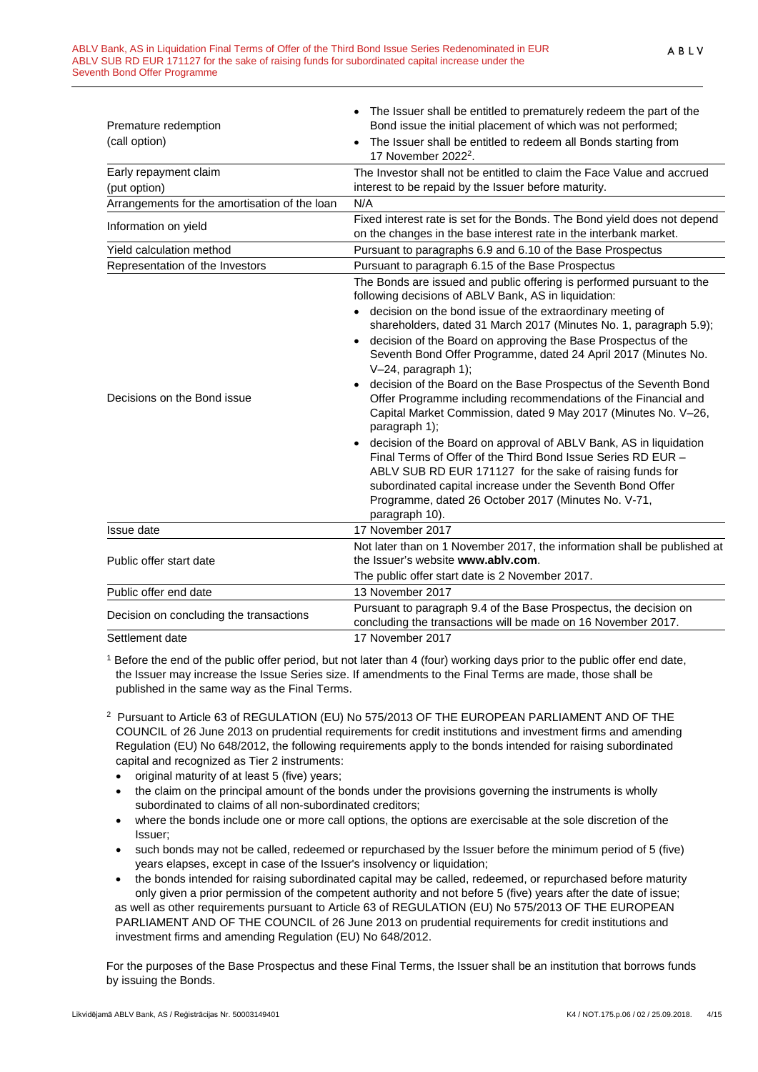| | |
|---|---|
| Premature redemption (call option) | • The Issuer shall be entitled to prematurely redeem the part of the Bond issue the initial placement of which was not performed; • The Issuer shall be entitled to redeem all Bonds starting from 17 November 2022[2]. |
| Early repayment claim (put option) | The Investor shall not be entitled to claim the Face Value and accrued interest to be repaid by the Issuer before maturity. |
| Arrangements for the amortisation of the loan | N/A |
| Information on yield | Fixed interest rate is set for the Bonds. The Bond yield does not depend on the changes in the base interest rate in the interbank market. |
| Yield calculation method | Pursuant to paragraphs 6.9 and 6.10 of the Base Prospectus |
| Representation of the Investors | Pursuant to paragraph 6.15 of the Base Prospectus |
| Decisions on the Bond issue | The Bonds are issued and public offering is performed pursuant to the following decisions of ABLV Bank, AS in liquidation: • decision on the bond issue of the extraordinary meeting of shareholders, dated 31 March 2017 (Minutes No. 1, paragraph 5.9); • decision of the Board on approving the Base Prospectus of the Seventh Bond Offer Programme, dated 24 April 2017 (Minutes No. V–24, paragraph 1); • decision of the Board on the Base Prospectus of the Seventh Bond Offer Programme including recommendations of the Financial and Capital Market Commission, dated 9 May 2017 (Minutes No. V–26, paragraph 1); • decision of the Board on approval of ABLV Bank, AS in liquidation Final Terms of Offer of the Third Bond Issue Series RD EUR – ABLV SUB RD EUR 171127 for the sake of raising funds for subordinated capital increase under the Seventh Bond Offer Programme, dated 26 October 2017 (Minutes No. V-71, paragraph 10). |
| Issue date | 17 November 2017 |
| Public offer start date | Not later than on 1 November 2017, the information shall be published at the Issuer's website **www.ablv.com**. The public offer start date is 2 November 2017. |
| Public offer end date | 13 November 2017 |
| Decision on concluding the transactions | Pursuant to paragraph 9.4 of the Base Prospectus, the decision on concluding the transactions will be made on 16 November 2017. |
| Settlement date | 17 November 2017 |

[1] Before the end of the public offer period, but not later than 4 (four) working days prior to the public offer end date, the Issuer may increase the Issue Series size. If amendments to the Final Terms are made, those shall be published in the same way as the Final Terms.

[2] Pursuant to Article 63 of REGULATION (EU) No 575/2013 OF THE EUROPEAN PARLIAMENT AND OF THE COUNCIL of 26 June 2013 on prudential requirements for credit institutions and investment firms and amending Regulation (EU) No 648/2012, the following requirements apply to the bonds intended for raising subordinated capital and recognized as Tier 2 instruments:

- original maturity of at least 5 (five) years;
- the claim on the principal amount of the bonds under the provisions governing the instruments is wholly subordinated to claims of all non-subordinated creditors;
- where the bonds include one or more call options, the options are exercisable at the sole discretion of the Issuer;
- such bonds may not be called, redeemed or repurchased by the Issuer before the minimum period of 5 (five) years elapses, except in case of the Issuer's insolvency or liquidation;
- the bonds intended for raising subordinated capital may be called, redeemed, or repurchased before maturity only given a prior permission of the competent authority and not before 5 (five) years after the date of issue;

as well as other requirements pursuant to Article 63 of REGULATION (EU) No 575/2013 OF THE EUROPEAN PARLIAMENT AND OF THE COUNCIL of 26 June 2013 on prudential requirements for credit institutions and investment firms and amending Regulation (EU) No 648/2012.

For the purposes of the Base Prospectus and these Final Terms, the Issuer shall be an institution that borrows funds by issuing the Bonds.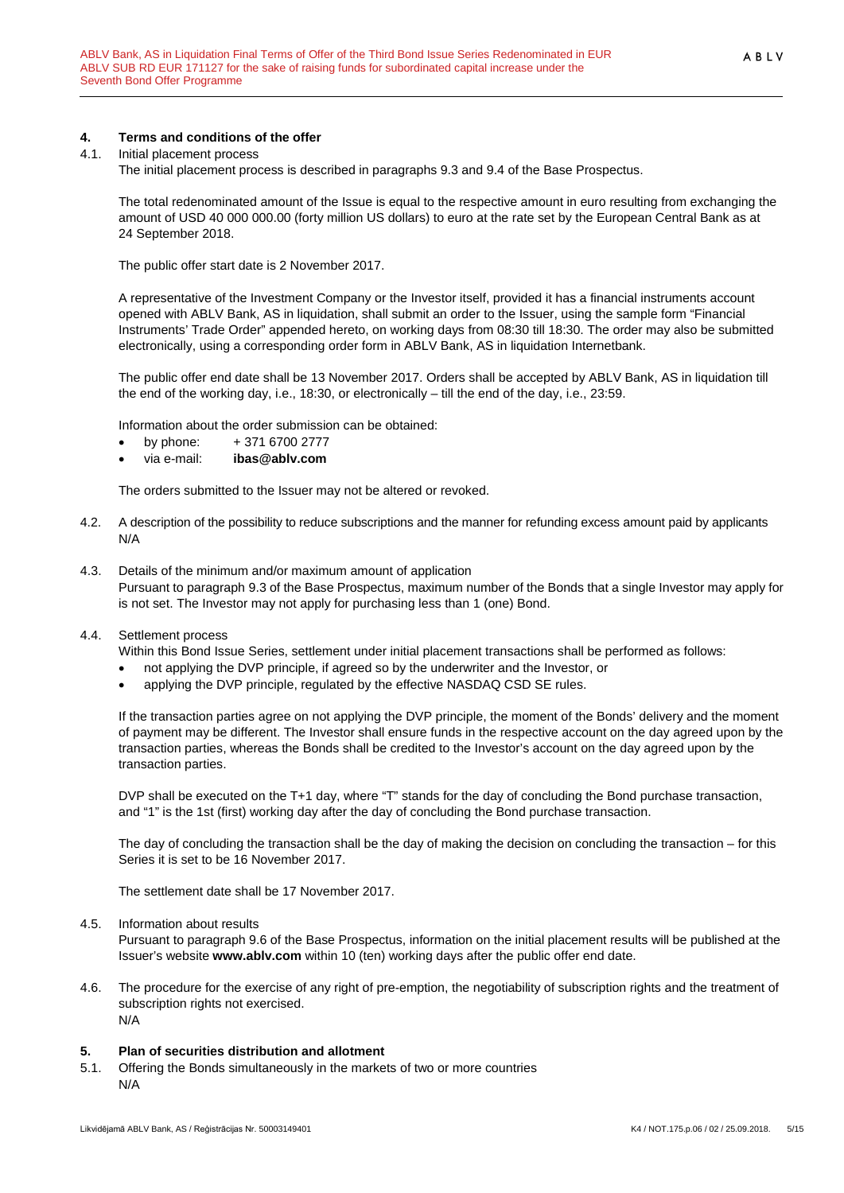## 4. Terms and conditions of the offer

4.1. Initial placement process

The initial placement process is described in paragraphs 9.3 and 9.4 of the Base Prospectus.

The total redenominated amount of the Issue is equal to the respective amount in euro resulting from exchanging the amount of USD 40 000 000.00 (forty million US dollars) to euro at the rate set by the European Central Bank as at 24 September 2018.

The public offer start date is 2 November 2017.

A representative of the Investment Company or the Investor itself, provided it has a financial instruments account opened with ABLV Bank, AS in liquidation, shall submit an order to the Issuer, using the sample form "Financial Instruments' Trade Order" appended hereto, on working days from 08:30 till 18:30. The order may also be submitted electronically, using a corresponding order form in ABLV Bank, AS in liquidation Internetbank.

The public offer end date shall be 13 November 2017. Orders shall be accepted by ABLV Bank, AS in liquidation till the end of the working day, i.e., 18:30, or electronically – till the end of the day, i.e., 23:59.

Information about the order submission can be obtained:

- by phone: + 371 6700 2777
- via e-mail: **ibas@ablv.com**

The orders submitted to the Issuer may not be altered or revoked.

4.2. A description of the possibility to reduce subscriptions and the manner for refunding excess amount paid by applicants

N/A

4.3. Details of the minimum and/or maximum amount of application

Pursuant to paragraph 9.3 of the Base Prospectus, maximum number of the Bonds that a single Investor may apply for is not set. The Investor may not apply for purchasing less than 1 (one) Bond.

4.4. Settlement process

Within this Bond Issue Series, settlement under initial placement transactions shall be performed as follows:

- not applying the DVP principle, if agreed so by the underwriter and the Investor, or
- applying the DVP principle, regulated by the effective NASDAQ CSD SE rules.

If the transaction parties agree on not applying the DVP principle, the moment of the Bonds' delivery and the moment of payment may be different. The Investor shall ensure funds in the respective account on the day agreed upon by the transaction parties, whereas the Bonds shall be credited to the Investor's account on the day agreed upon by the transaction parties.

DVP shall be executed on the T+1 day, where "T" stands for the day of concluding the Bond purchase transaction, and "1" is the 1st (first) working day after the day of concluding the Bond purchase transaction.

The day of concluding the transaction shall be the day of making the decision on concluding the transaction – for this Series it is set to be 16 November 2017.

The settlement date shall be 17 November 2017.

4.5. Information about results

Pursuant to paragraph 9.6 of the Base Prospectus, information on the initial placement results will be published at the Issuer's website **www.ablv.com** within 10 (ten) working days after the public offer end date.

4.6. The procedure for the exercise of any right of pre-emption, the negotiability of subscription rights and the treatment of subscription rights not exercised.

N/A

## 5. Plan of securities distribution and allotment

5.1. Offering the Bonds simultaneously in the markets of two or more countries

N/A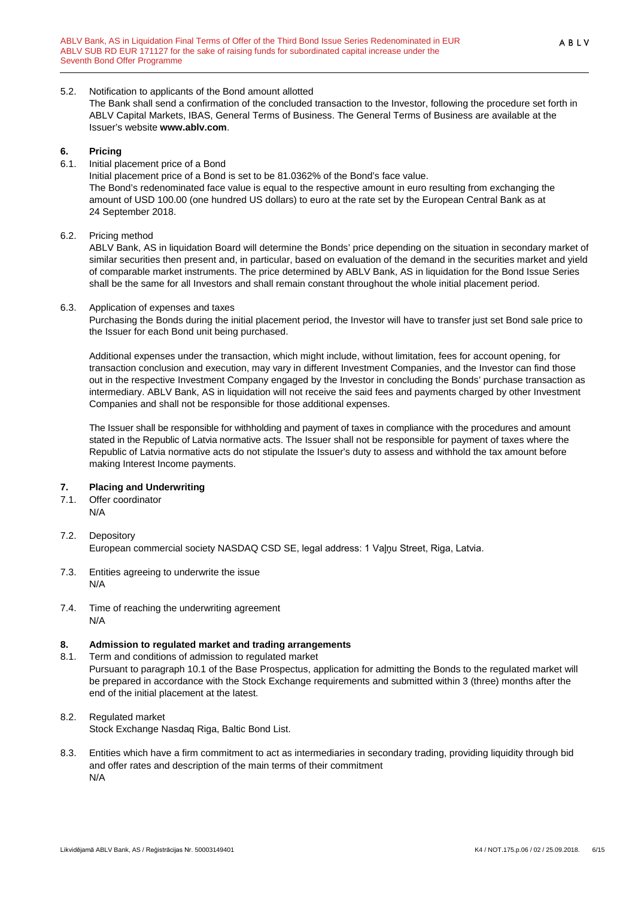5.2. Notification to applicants of the Bond amount allotted

The Bank shall send a confirmation of the concluded transaction to the Investor, following the procedure set forth in ABLV Capital Markets, IBAS, General Terms of Business. The General Terms of Business are available at the Issuer's website **www.ablv.com**.

## 6. Pricing

6.1. Initial placement price of a Bond

Initial placement price of a Bond is set to be 81.0362% of the Bond's face value.
The Bond's redenominated face value is equal to the respective amount in euro resulting from exchanging the amount of USD 100.00 (one hundred US dollars) to euro at the rate set by the European Central Bank as at 24 September 2018.

6.2. Pricing method

ABLV Bank, AS in liquidation Board will determine the Bonds' price depending on the situation in secondary market of similar securities then present and, in particular, based on evaluation of the demand in the securities market and yield of comparable market instruments. The price determined by ABLV Bank, AS in liquidation for the Bond Issue Series shall be the same for all Investors and shall remain constant throughout the whole initial placement period.

6.3. Application of expenses and taxes

Purchasing the Bonds during the initial placement period, the Investor will have to transfer just set Bond sale price to the Issuer for each Bond unit being purchased.

Additional expenses under the transaction, which might include, without limitation, fees for account opening, for transaction conclusion and execution, may vary in different Investment Companies, and the Investor can find those out in the respective Investment Company engaged by the Investor in concluding the Bonds' purchase transaction as intermediary. ABLV Bank, AS in liquidation will not receive the said fees and payments charged by other Investment Companies and shall not be responsible for those additional expenses.

The Issuer shall be responsible for withholding and payment of taxes in compliance with the procedures and amount stated in the Republic of Latvia normative acts. The Issuer shall not be responsible for payment of taxes where the Republic of Latvia normative acts do not stipulate the Issuer's duty to assess and withhold the tax amount before making Interest Income payments.

## 7. Placing and Underwriting

7.1. Offer coordinator

N/A

7.2. Depository

European commercial society NASDAQ CSD SE, legal address: 1 Vaļņu Street, Riga, Latvia.

7.3. Entities agreeing to underwrite the issue

N/A

7.4. Time of reaching the underwriting agreement

N/A

## 8. Admission to regulated market and trading arrangements

8.1. Term and conditions of admission to regulated market

Pursuant to paragraph 10.1 of the Base Prospectus, application for admitting the Bonds to the regulated market will be prepared in accordance with the Stock Exchange requirements and submitted within 3 (three) months after the end of the initial placement at the latest.

8.2. Regulated market

Stock Exchange Nasdaq Riga, Baltic Bond List.

8.3. Entities which have a firm commitment to act as intermediaries in secondary trading, providing liquidity through bid and offer rates and description of the main terms of their commitment

N/A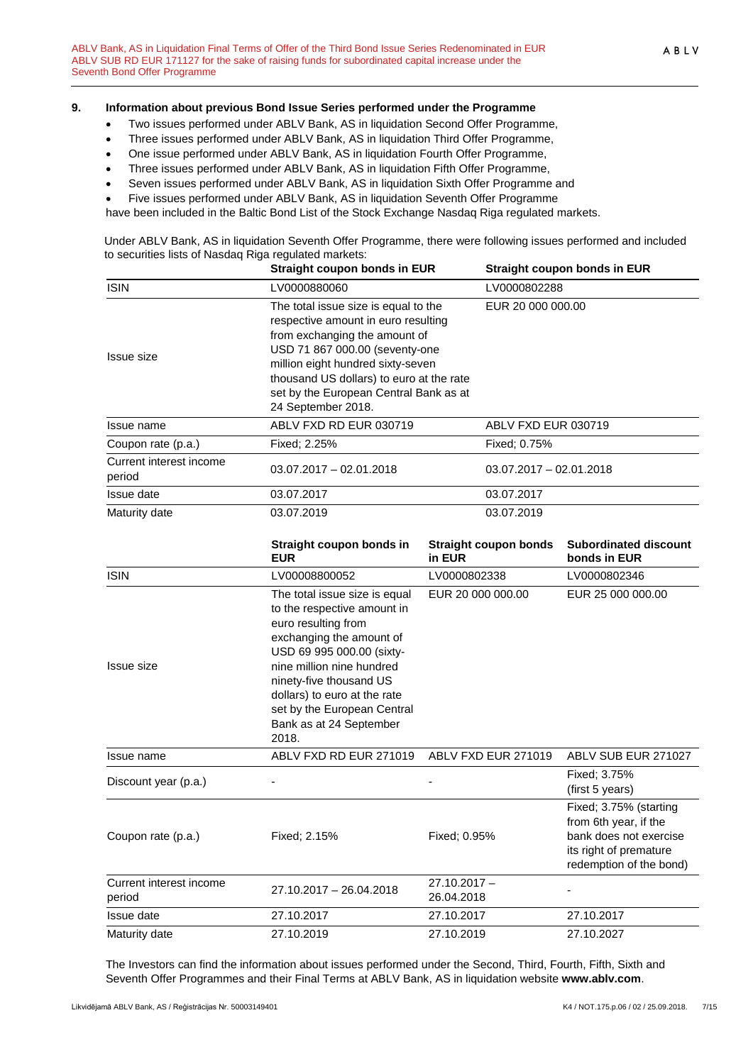## 9. Information about previous Bond Issue Series performed under the Programme

- Two issues performed under ABLV Bank, AS in liquidation Second Offer Programme,
- Three issues performed under ABLV Bank, AS in liquidation Third Offer Programme,
- One issue performed under ABLV Bank, AS in liquidation Fourth Offer Programme,
- Three issues performed under ABLV Bank, AS in liquidation Fifth Offer Programme,
- Seven issues performed under ABLV Bank, AS in liquidation Sixth Offer Programme and
- Five issues performed under ABLV Bank, AS in liquidation Seventh Offer Programme

have been included in the Baltic Bond List of the Stock Exchange Nasdaq Riga regulated markets.

Under ABLV Bank, AS in liquidation Seventh Offer Programme, there were following issues performed and included to securities lists of Nasdaq Riga regulated markets:

| | **Straight coupon bonds in EUR** | **Straight coupon bonds in EUR** |
|---|---|---|
| ISIN | LV0000880060 | LV0000802288 |
| Issue size | The total issue size is equal to the respective amount in euro resulting from exchanging the amount of USD 71 867 000.00 (seventy-one million eight hundred sixty-seven thousand US dollars) to euro at the rate set by the European Central Bank as at 24 September 2018. | EUR 20 000 000.00 |
| Issue name | ABLV FXD RD EUR 030719 | ABLV FXD EUR 030719 |
| Coupon rate (p.a.) | Fixed; 2.25% | Fixed; 0.75% |
| Current interest income period | 03.07.2017 – 02.01.2018 | 03.07.2017 – 02.01.2018 |
| Issue date | 03.07.2017 | 03.07.2017 |
| Maturity date | 03.07.2019 | 03.07.2019 |

| | **Straight coupon bonds in EUR** | **Straight coupon bonds in EUR** | **Subordinated discount bonds in EUR** |
|---|---|---|---|
| ISIN | LV00008800052 | LV0000802338 | LV0000802346 |
| Issue size | The total issue size is equal to the respective amount in euro resulting from exchanging the amount of USD 69 995 000.00 (sixty-nine million nine hundred ninety-five thousand US dollars) to euro at the rate set by the European Central Bank as at 24 September 2018. | EUR 20 000 000.00 | EUR 25 000 000.00 |
| Issue name | ABLV FXD RD EUR 271019 | ABLV FXD EUR 271019 | ABLV SUB EUR 271027 |
| Discount year (p.a.) | - | - | Fixed; 3.75% (first 5 years) |
| Coupon rate (p.a.) | Fixed; 2.15% | Fixed; 0.95% | Fixed; 3.75% (starting from 6th year, if the bank does not exercise its right of premature redemption of the bond) |
| Current interest income period | 27.10.2017 – 26.04.2018 | 27.10.2017 – 26.04.2018 | - |
| Issue date | 27.10.2017 | 27.10.2017 | 27.10.2017 |
| Maturity date | 27.10.2019 | 27.10.2019 | 27.10.2027 |

The Investors can find the information about issues performed under the Second, Third, Fourth, Fifth, Sixth and Seventh Offer Programmes and their Final Terms at ABLV Bank, AS in liquidation website **www.ablv.com**.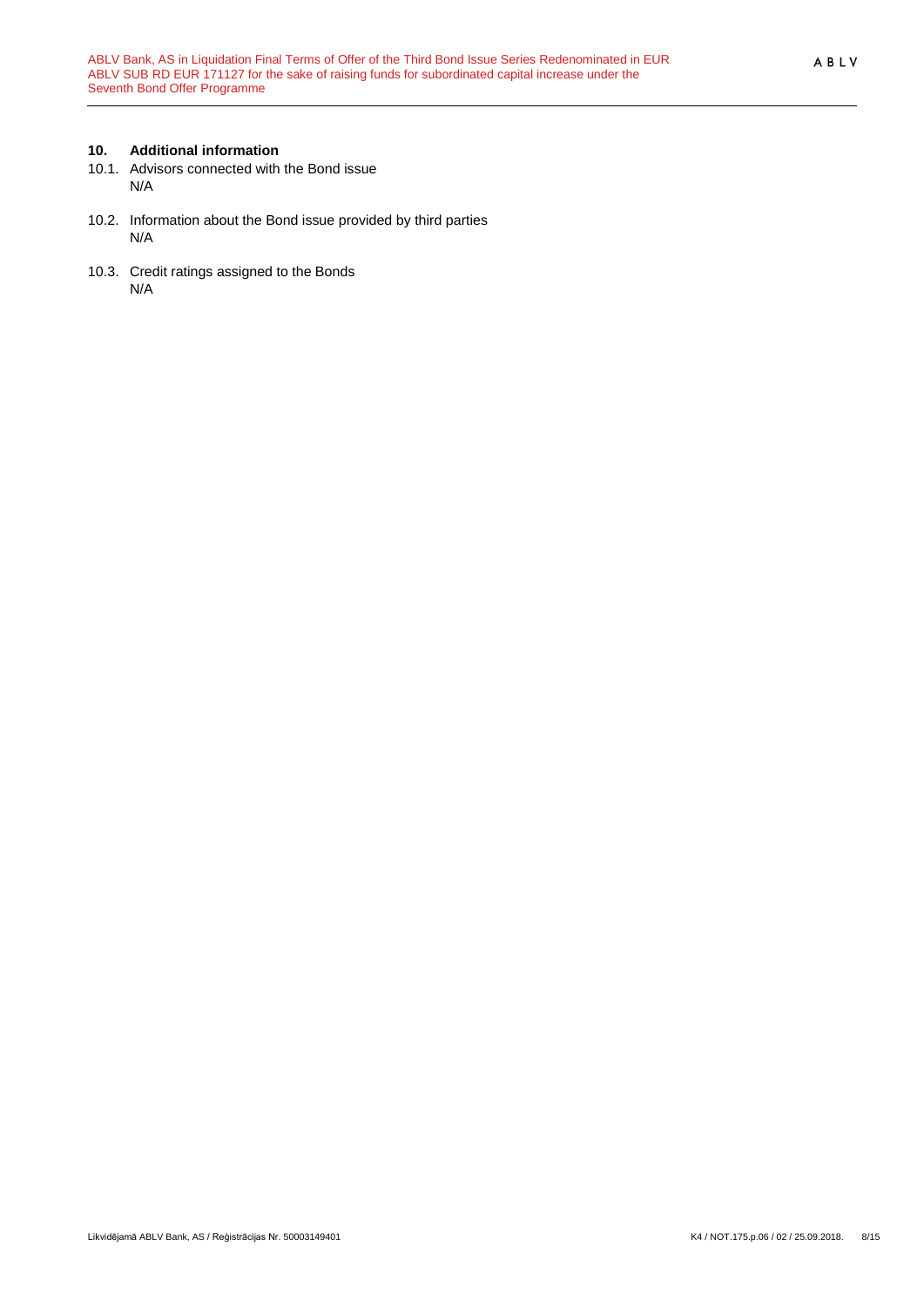## 10. Additional information

10.1. Advisors connected with the Bond issue

N/A

10.2. Information about the Bond issue provided by third parties

N/A

10.3. Credit ratings assigned to the Bonds

N/A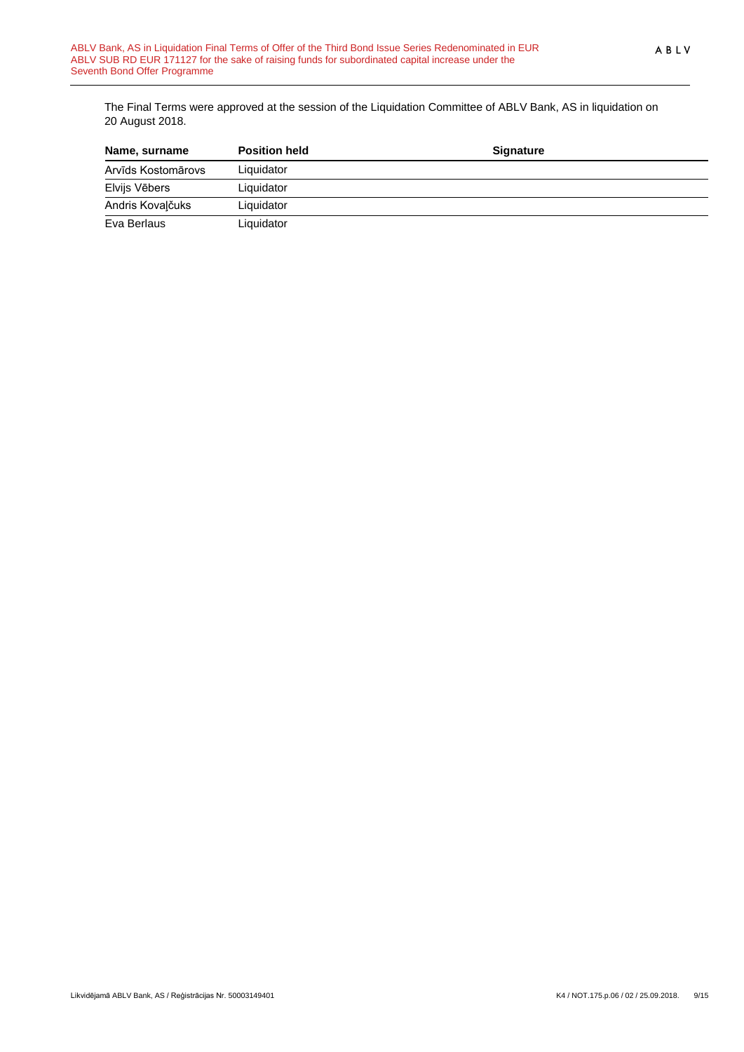The Final Terms were approved at the session of the Liquidation Committee of ABLV Bank, AS in liquidation on 20 August 2018.

| Name, surname | Position held | Signature |
|---|---|---|
| Arvīds Kostomārovs | Liquidator | |
| Elvijs Vēbers | Liquidator | |
| Andris Kovaļčuks | Liquidator | |
| Eva Berlaus | Liquidator | |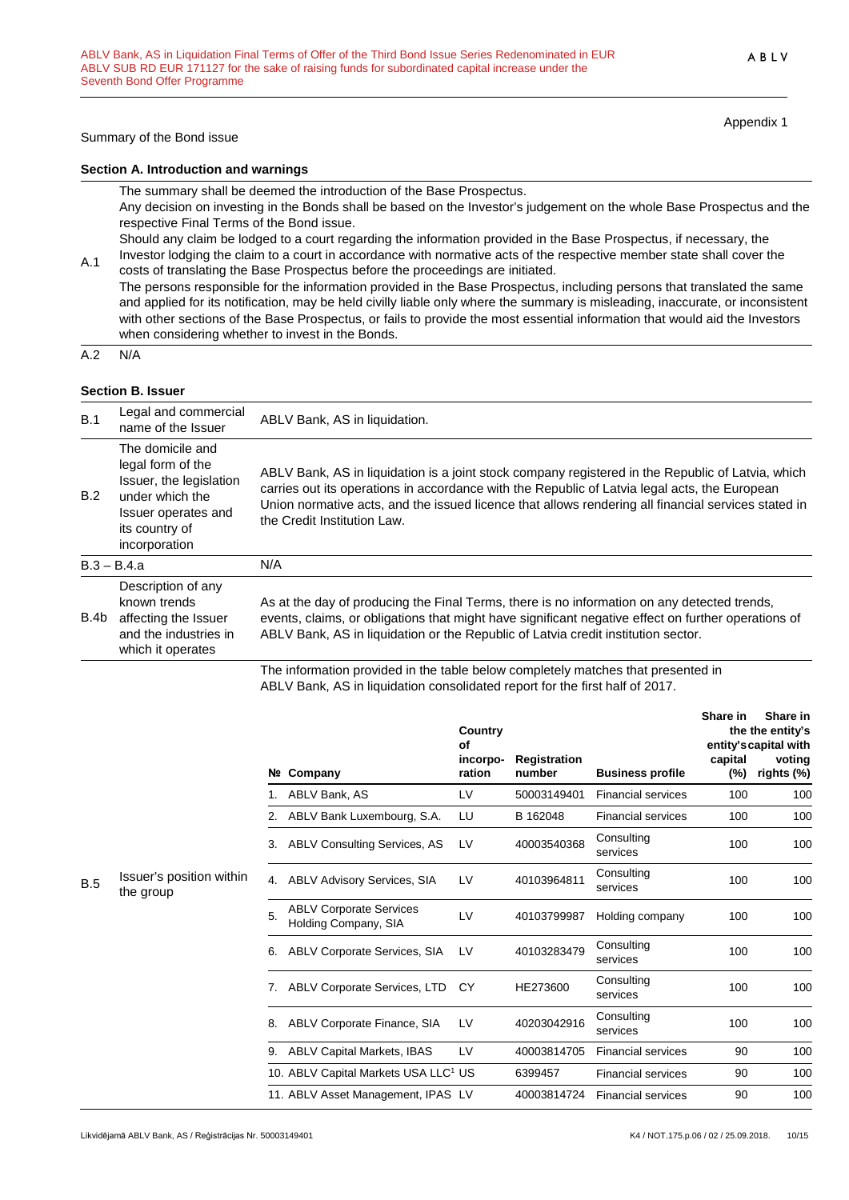Appendix 1

Summary of the Bond issue

**Section A. Introduction and warnings**

| | |
|---|---|
| A.1 | The summary shall be deemed the introduction of the Base Prospectus.<br>Any decision on investing in the Bonds shall be based on the Investor's judgement on the whole Base Prospectus and the respective Final Terms of the Bond issue.<br>Should any claim be lodged to a court regarding the information provided in the Base Prospectus, if necessary, the Investor lodging the claim to a court in accordance with normative acts of the respective member state shall cover the costs of translating the Base Prospectus before the proceedings are initiated.<br>The persons responsible for the information provided in the Base Prospectus, including persons that translated the same and applied for its notification, may be held civilly liable only where the summary is misleading, inaccurate, or inconsistent with other sections of the Base Prospectus, or fails to provide the most essential information that would aid the Investors when considering whether to invest in the Bonds. |
| A.2 | N/A |

**Section B. Issuer**

| | | |
|---|---|---|
| B.1 | Legal and commercial name of the Issuer | ABLV Bank, AS in liquidation. |
| B.2 | The domicile and legal form of the Issuer, the legislation under which the Issuer operates and its country of incorporation | ABLV Bank, AS in liquidation is a joint stock company registered in the Republic of Latvia, which carries out its operations in accordance with the Republic of Latvia legal acts, the European Union normative acts, and the issued licence that allows rendering all financial services stated in the Credit Institution Law. |
| B.3 – B.4.a | | N/A |
| B.4b | Description of any known trends affecting the Issuer and the industries in which it operates | As at the day of producing the Final Terms, there is no information on any detected trends, events, claims, or obligations that might have significant negative effect on further operations of ABLV Bank, AS in liquidation or the Republic of Latvia credit institution sector. |
| B.5 | Issuer's position within the group | The information provided in the table below completely matches that presented in ABLV Bank, AS in liquidation consolidated report for the first half of 2017. |

| № | Company | Country of incorporation | Registration number | Business profile | Share in the entity's capital (%) | Share in the entity's capital with voting rights (%) |
|---|---|---|---|---|---|---|
| 1. | ABLV Bank, AS | LV | 50003149401 | Financial services | 100 | 100 |
| 2. | ABLV Bank Luxembourg, S.A. | LU | B 162048 | Financial services | 100 | 100 |
| 3. | ABLV Consulting Services, AS | LV | 40003540368 | Consulting services | 100 | 100 |
| 4. | ABLV Advisory Services, SIA | LV | 40103964811 | Consulting services | 100 | 100 |
| 5. | ABLV Corporate Services Holding Company, SIA | LV | 40103799987 | Holding company | 100 | 100 |
| 6. | ABLV Corporate Services, SIA | LV | 40103283479 | Consulting services | 100 | 100 |
| 7. | ABLV Corporate Services, LTD | CY | HE273600 | Consulting services | 100 | 100 |
| 8. | ABLV Corporate Finance, SIA | LV | 40203042916 | Consulting services | 100 | 100 |
| 9. | ABLV Capital Markets, IBAS | LV | 40003814705 | Financial services | 90 | 100 |
| 10. | ABLV Capital Markets USA LLC[1] | US | 6399457 | Financial services | 90 | 100 |
| 11. | ABLV Asset Management, IPAS | LV | 40003814724 | Financial services | 90 | 100 |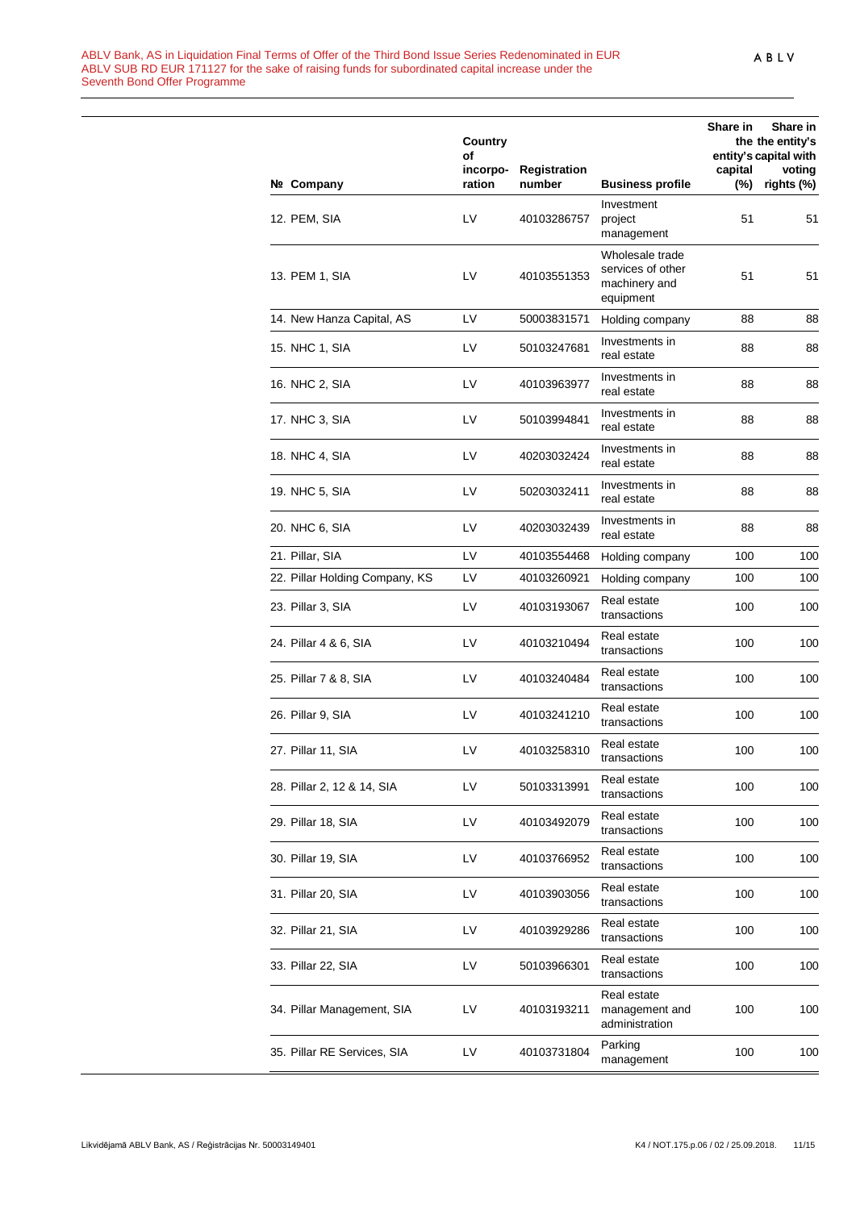| № | Company | Country of incorpo-ration | Registration number | Business profile | Share in the entity's capital (%) | Share in the entity's capital with voting rights (%) |
|---|---|---|---|---|---|---|
| 12. | PEM, SIA | LV | 40103286757 | Investment project management | 51 | 51 |
| 13. | PEM 1, SIA | LV | 40103551353 | Wholesale trade services of other machinery and equipment | 51 | 51 |
| 14. | New Hanza Capital, AS | LV | 50003831571 | Holding company | 88 | 88 |
| 15. | NHC 1, SIA | LV | 50103247681 | Investments in real estate | 88 | 88 |
| 16. | NHC 2, SIA | LV | 40103963977 | Investments in real estate | 88 | 88 |
| 17. | NHC 3, SIA | LV | 50103994841 | Investments in real estate | 88 | 88 |
| 18. | NHC 4, SIA | LV | 40203032424 | Investments in real estate | 88 | 88 |
| 19. | NHC 5, SIA | LV | 50203032411 | Investments in real estate | 88 | 88 |
| 20. | NHC 6, SIA | LV | 40203032439 | Investments in real estate | 88 | 88 |
| 21. | Pillar, SIA | LV | 40103554468 | Holding company | 100 | 100 |
| 22. | Pillar Holding Company, KS | LV | 40103260921 | Holding company | 100 | 100 |
| 23. | Pillar 3, SIA | LV | 40103193067 | Real estate transactions | 100 | 100 |
| 24. | Pillar 4 & 6, SIA | LV | 40103210494 | Real estate transactions | 100 | 100 |
| 25. | Pillar 7 & 8, SIA | LV | 40103240484 | Real estate transactions | 100 | 100 |
| 26. | Pillar 9, SIA | LV | 40103241210 | Real estate transactions | 100 | 100 |
| 27. | Pillar 11, SIA | LV | 40103258310 | Real estate transactions | 100 | 100 |
| 28. | Pillar 2, 12 & 14, SIA | LV | 50103313991 | Real estate transactions | 100 | 100 |
| 29. | Pillar 18, SIA | LV | 40103492079 | Real estate transactions | 100 | 100 |
| 30. | Pillar 19, SIA | LV | 40103766952 | Real estate transactions | 100 | 100 |
| 31. | Pillar 20, SIA | LV | 40103903056 | Real estate transactions | 100 | 100 |
| 32. | Pillar 21, SIA | LV | 40103929286 | Real estate transactions | 100 | 100 |
| 33. | Pillar 22, SIA | LV | 50103966301 | Real estate transactions | 100 | 100 |
| 34. | Pillar Management, SIA | LV | 40103193211 | Real estate management and administration | 100 | 100 |
| 35. | Pillar RE Services, SIA | LV | 40103731804 | Parking management | 100 | 100 |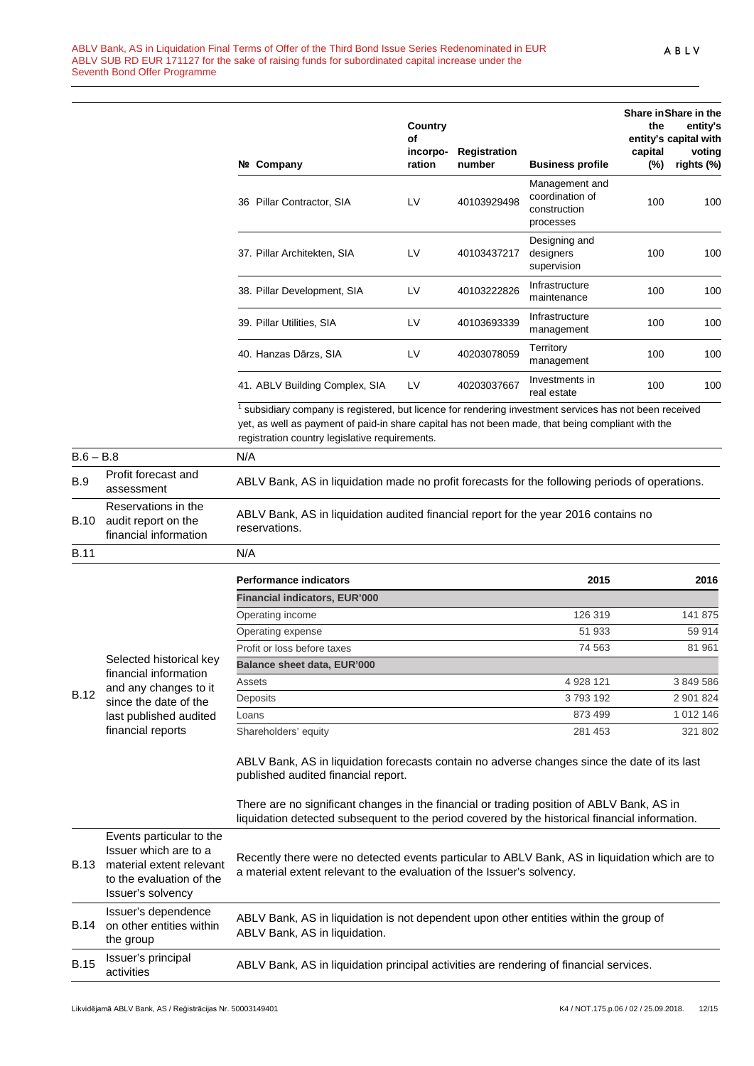| № | Company | Country of incorpo-ration | Registration number | Business profile | Share in the entity's capital (%) | Share in the entity's capital with voting rights (%) |
|---|---|---|---|---|---|---|
| 36 | Pillar Contractor, SIA | LV | 40103929498 | Management and coordination of construction processes | 100 | 100 |
| 37. | Pillar Architekten, SIA | LV | 40103437217 | Designing and designers supervision | 100 | 100 |
| 38. | Pillar Development, SIA | LV | 40103222826 | Infrastructure maintenance | 100 | 100 |
| 39. | Pillar Utilities, SIA | LV | 40103693339 | Infrastructure management | 100 | 100 |
| 40. | Hanzas Dārzs, SIA | LV | 40203078059 | Territory management | 100 | 100 |
| 41. | ABLV Building Complex, SIA | LV | 40203037667 | Investments in real estate | 100 | 100 |

[1] subsidiary company is registered, but licence for rendering investment services has not been received yet, as well as payment of paid-in share capital has not been made, that being compliant with the registration country legislative requirements.

| | | |
|---|---|---|
| B.6 – B.8 | | N/A |
| B.9 | Profit forecast and assessment | ABLV Bank, AS in liquidation made no profit forecasts for the following periods of operations. |
| B.10 | Reservations in the audit report on the financial information | ABLV Bank, AS in liquidation audited financial report for the year 2016 contains no reservations. |
| B.11 | | N/A |
| B.12 | Selected historical key financial information and any changes to it since the date of the last published audited financial reports | (see table below) |

| Performance indicators | 2015 | 2016 |
|---|---|---|
| **Financial indicators, EUR'000** | | |
| Operating income | 126 319 | 141 875 |
| Operating expense | 51 933 | 59 914 |
| Profit or loss before taxes | 74 563 | 81 961 |
| **Balance sheet data, EUR'000** | | |
| Assets | 4 928 121 | 3 849 586 |
| Deposits | 3 793 192 | 2 901 824 |
| Loans | 873 499 | 1 012 146 |
| Shareholders' equity | 281 453 | 321 802 |

ABLV Bank, AS in liquidation forecasts contain no adverse changes since the date of its last published audited financial report.

There are no significant changes in the financial or trading position of ABLV Bank, AS in liquidation detected subsequent to the period covered by the historical financial information.

| | | |
|---|---|---|
| B.13 | Events particular to the Issuer which are to a material extent relevant to the evaluation of the Issuer's solvency | Recently there were no detected events particular to ABLV Bank, AS in liquidation which are to a material extent relevant to the evaluation of the Issuer's solvency. |
| B.14 | Issuer's dependence on other entities within the group | ABLV Bank, AS in liquidation is not dependent upon other entities within the group of ABLV Bank, AS in liquidation. |
| B.15 | Issuer's principal activities | ABLV Bank, AS in liquidation principal activities are rendering of financial services. |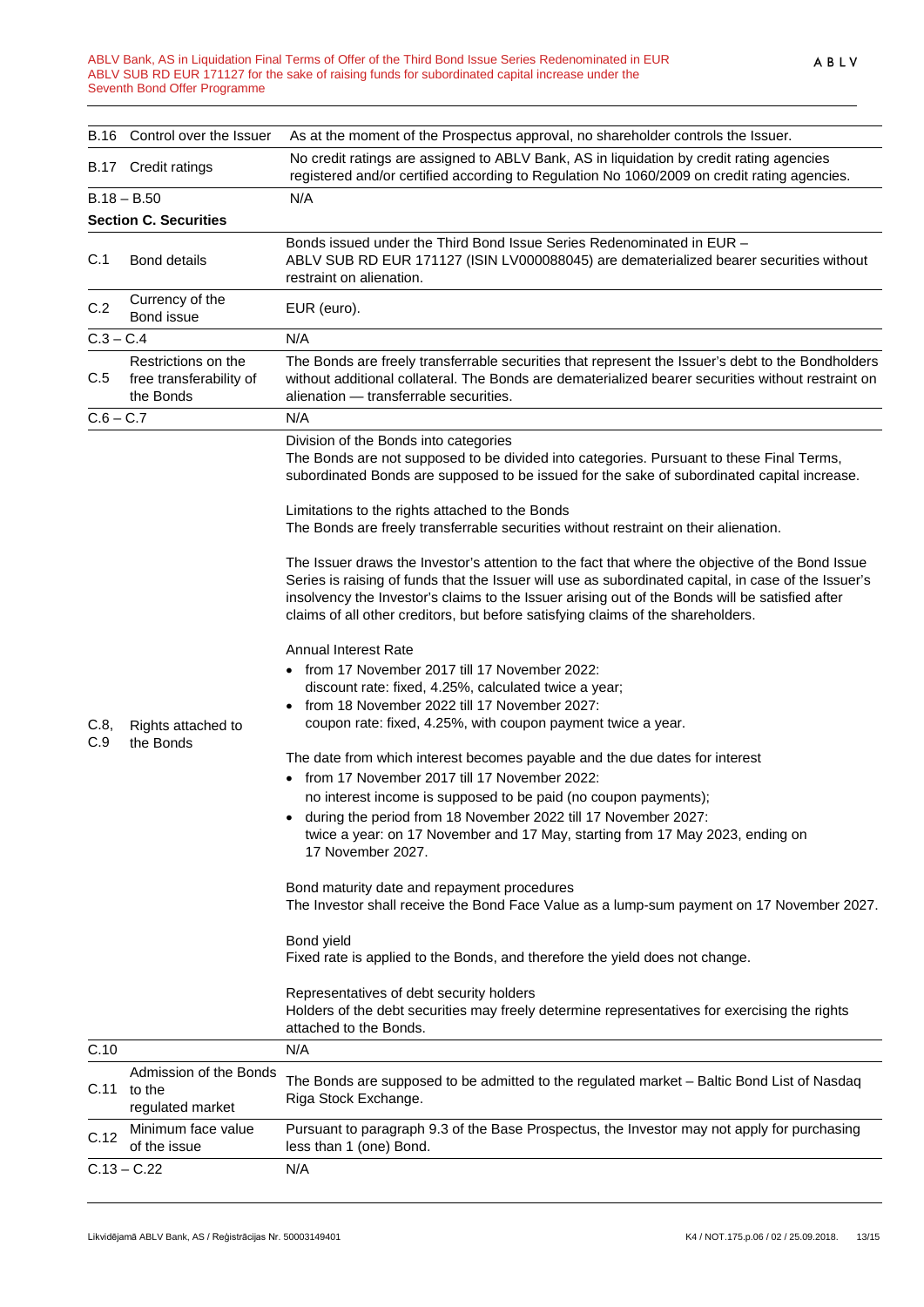| | | |
|---|---|---|
| B.16 | Control over the Issuer | As at the moment of the Prospectus approval, no shareholder controls the Issuer. |
| B.17 | Credit ratings | No credit ratings are assigned to ABLV Bank, AS in liquidation by credit rating agencies registered and/or certified according to Regulation No 1060/2009 on credit rating agencies. |
| B.18 – B.50 | | N/A |
| **Section C. Securities** | | |
| C.1 | Bond details | Bonds issued under the Third Bond Issue Series Redenominated in EUR – ABLV SUB RD EUR 171127 (ISIN LV000088045) are dematerialized bearer securities without restraint on alienation. |
| C.2 | Currency of the Bond issue | EUR (euro). |
| C.3 – C.4 | | N/A |
| C.5 | Restrictions on the free transferability of the Bonds | The Bonds are freely transferrable securities that represent the Issuer's debt to the Bondholders without additional collateral. The Bonds are dematerialized bearer securities without restraint on alienation — transferrable securities. |
| C.6 – C.7 | | N/A |
| C.8, C.9 | Rights attached to the Bonds | Division of the Bonds into categories<br>The Bonds are not supposed to be divided into categories. Pursuant to these Final Terms, subordinated Bonds are supposed to be issued for the sake of subordinated capital increase.<br><br>Limitations to the rights attached to the Bonds<br>The Bonds are freely transferrable securities without restraint on their alienation.<br><br>The Issuer draws the Investor's attention to the fact that where the objective of the Bond Issue Series is raising of funds that the Issuer will use as subordinated capital, in case of the Issuer's insolvency the Investor's claims to the Issuer arising out of the Bonds will be satisfied after claims of all other creditors, but before satisfying claims of the shareholders.<br><br>Annual Interest Rate<br>• from 17 November 2017 till 17 November 2022: discount rate: fixed, 4.25%, calculated twice a year;<br>• from 18 November 2022 till 17 November 2027: coupon rate: fixed, 4.25%, with coupon payment twice a year.<br><br>The date from which interest becomes payable and the due dates for interest<br>• from 17 November 2017 till 17 November 2022: no interest income is supposed to be paid (no coupon payments);<br>• during the period from 18 November 2022 till 17 November 2027: twice a year: on 17 November and 17 May, starting from 17 May 2023, ending on 17 November 2027.<br><br>Bond maturity date and repayment procedures<br>The Investor shall receive the Bond Face Value as a lump-sum payment on 17 November 2027.<br><br>Bond yield<br>Fixed rate is applied to the Bonds, and therefore the yield does not change.<br><br>Representatives of debt security holders<br>Holders of the debt securities may freely determine representatives for exercising the rights attached to the Bonds. |
| C.10 | | N/A |
| C.11 | Admission of the Bonds to the regulated market | The Bonds are supposed to be admitted to the regulated market – Baltic Bond List of Nasdaq Riga Stock Exchange. |
| C.12 | Minimum face value of the issue | Pursuant to paragraph 9.3 of the Base Prospectus, the Investor may not apply for purchasing less than 1 (one) Bond. |
| C.13 – C.22 | | N/A |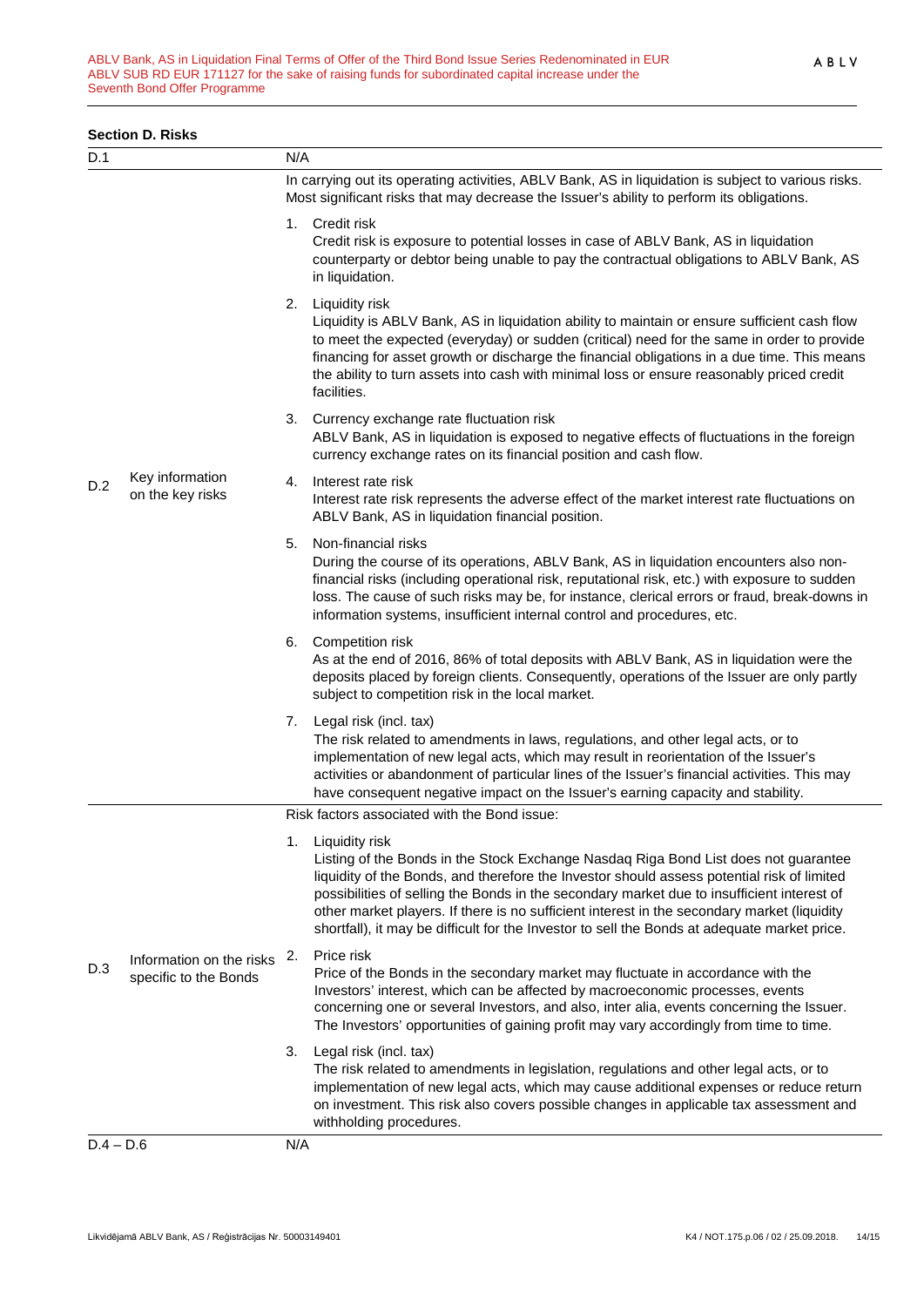**Section D. Risks**

| | | |
|---|---|---|
| D.1 | | N/A |
| D.2 | Key information on the key risks | In carrying out its operating activities, ABLV Bank, AS in liquidation is subject to various risks. Most significant risks that may decrease the Issuer's ability to perform its obligations.<br><br>1. Credit risk<br>Credit risk is exposure to potential losses in case of ABLV Bank, AS in liquidation counterparty or debtor being unable to pay the contractual obligations to ABLV Bank, AS in liquidation.<br><br>2. Liquidity risk<br>Liquidity is ABLV Bank, AS in liquidation ability to maintain or ensure sufficient cash flow to meet the expected (everyday) or sudden (critical) need for the same in order to provide financing for asset growth or discharge the financial obligations in a due time. This means the ability to turn assets into cash with minimal loss or ensure reasonably priced credit facilities.<br><br>3. Currency exchange rate fluctuation risk<br>ABLV Bank, AS in liquidation is exposed to negative effects of fluctuations in the foreign currency exchange rates on its financial position and cash flow.<br><br>4. Interest rate risk<br>Interest rate risk represents the adverse effect of the market interest rate fluctuations on ABLV Bank, AS in liquidation financial position.<br><br>5. Non-financial risks<br>During the course of its operations, ABLV Bank, AS in liquidation encounters also non-financial risks (including operational risk, reputational risk, etc.) with exposure to sudden loss. The cause of such risks may be, for instance, clerical errors or fraud, break-downs in information systems, insufficient internal control and procedures, etc.<br><br>6. Competition risk<br>As at the end of 2016, 86% of total deposits with ABLV Bank, AS in liquidation were the deposits placed by foreign clients. Consequently, operations of the Issuer are only partly subject to competition risk in the local market.<br><br>7. Legal risk (incl. tax)<br>The risk related to amendments in laws, regulations, and other legal acts, or to implementation of new legal acts, which may result in reorientation of the Issuer's activities or abandonment of particular lines of the Issuer's financial activities. This may have consequent negative impact on the Issuer's earning capacity and stability. |
| D.3 | Information on the risks specific to the Bonds | Risk factors associated with the Bond issue:<br><br>1. Liquidity risk<br>Listing of the Bonds in the Stock Exchange Nasdaq Riga Bond List does not guarantee liquidity of the Bonds, and therefore the Investor should assess potential risk of limited possibilities of selling the Bonds in the secondary market due to insufficient interest of other market players. If there is no sufficient interest in the secondary market (liquidity shortfall), it may be difficult for the Investor to sell the Bonds at adequate market price.<br><br>2. Price risk<br>Price of the Bonds in the secondary market may fluctuate in accordance with the Investors' interest, which can be affected by macroeconomic processes, events concerning one or several Investors, and also, inter alia, events concerning the Issuer. The Investors' opportunities of gaining profit may vary accordingly from time to time.<br><br>3. Legal risk (incl. tax)<br>The risk related to amendments in legislation, regulations and other legal acts, or to implementation of new legal acts, which may cause additional expenses or reduce return on investment. This risk also covers possible changes in applicable tax assessment and withholding procedures. |
| D.4 – D.6 | | N/A |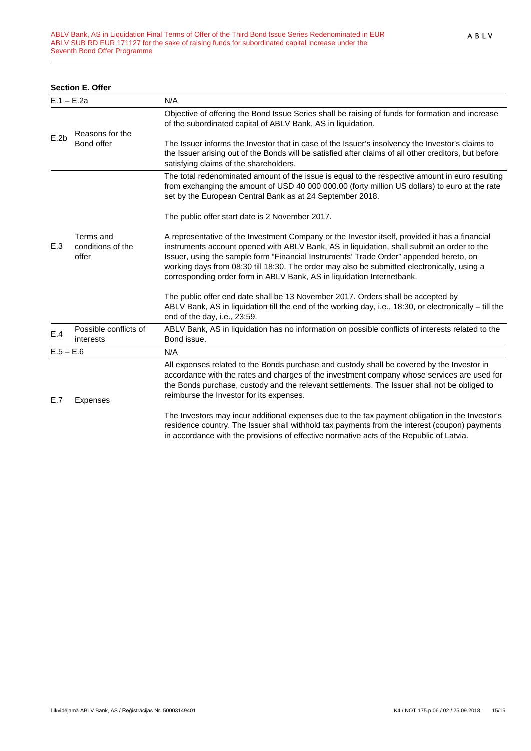**Section E. Offer**

| | | |
|---|---|---|
| E.1 – E.2a | | N/A |
| E.2b | Reasons for the Bond offer | Objective of offering the Bond Issue Series shall be raising of funds for formation and increase of the subordinated capital of ABLV Bank, AS in liquidation.<br><br>The Issuer informs the Investor that in case of the Issuer's insolvency the Investor's claims to the Issuer arising out of the Bonds will be satisfied after claims of all other creditors, but before satisfying claims of the shareholders. |
| E.3 | Terms and conditions of the offer | The total redenominated amount of the issue is equal to the respective amount in euro resulting from exchanging the amount of USD 40 000 000.00 (forty million US dollars) to euro at the rate set by the European Central Bank as at 24 September 2018.<br><br>The public offer start date is 2 November 2017.<br><br>A representative of the Investment Company or the Investor itself, provided it has a financial instruments account opened with ABLV Bank, AS in liquidation, shall submit an order to the Issuer, using the sample form "Financial Instruments' Trade Order" appended hereto, on working days from 08:30 till 18:30. The order may also be submitted electronically, using a corresponding order form in ABLV Bank, AS in liquidation Internetbank.<br><br>The public offer end date shall be 13 November 2017. Orders shall be accepted by ABLV Bank, AS in liquidation till the end of the working day, i.e., 18:30, or electronically – till the end of the day, i.e., 23:59. |
| E.4 | Possible conflicts of interests | ABLV Bank, AS in liquidation has no information on possible conflicts of interests related to the Bond issue. |
| E.5 – E.6 | | N/A |
| E.7 | Expenses | All expenses related to the Bonds purchase and custody shall be covered by the Investor in accordance with the rates and charges of the investment company whose services are used for the Bonds purchase, custody and the relevant settlements. The Issuer shall not be obliged to reimburse the Investor for its expenses.<br><br>The Investors may incur additional expenses due to the tax payment obligation in the Investor's residence country. The Issuer shall withhold tax payments from the interest (coupon) payments in accordance with the provisions of effective normative acts of the Republic of Latvia. |